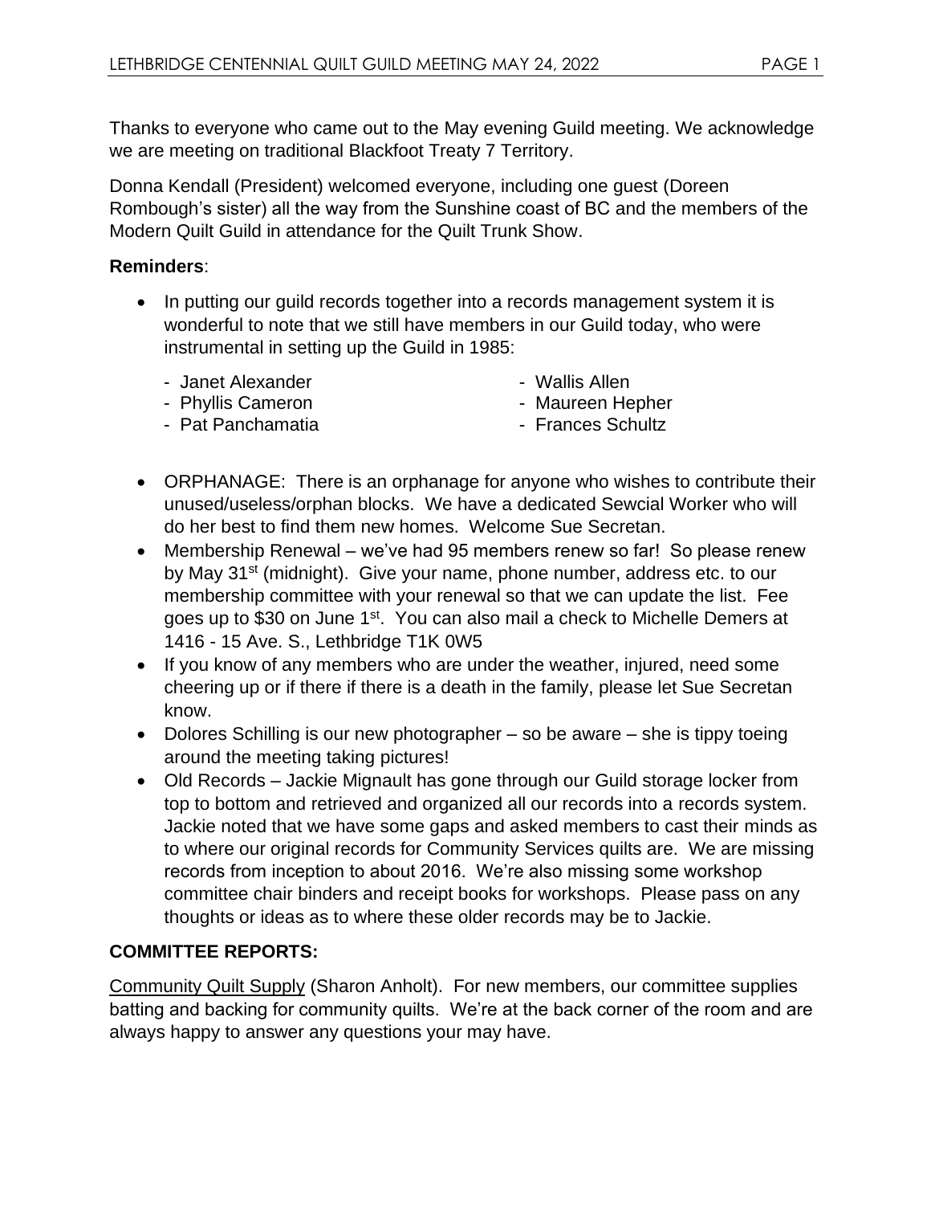Thanks to everyone who came out to the May evening Guild meeting. We acknowledge we are meeting on traditional Blackfoot Treaty 7 Territory.

Donna Kendall (President) welcomed everyone, including one guest (Doreen Rombough's sister) all the way from the Sunshine coast of BC and the members of the Modern Quilt Guild in attendance for the Quilt Trunk Show.

**Reminders**:

- In putting our guild records together into a records management system it is wonderful to note that we still have members in our Guild today, who were instrumental in setting up the Guild in 1985:
  - Janet Alexander
  - Wallis Allen
  - Phyllis Cameron
  - Maureen Hepher
  - Pat Panchamatia
  - Frances Schultz
- ORPHANAGE: There is an orphanage for anyone who wishes to contribute their unused/useless/orphan blocks. We have a dedicated Sewcial Worker who will do her best to find them new homes. Welcome Sue Secretan.
- Membership Renewal – we've had 95 members renew so far! So please renew by May 31st (midnight). Give your name, phone number, address etc. to our membership committee with your renewal so that we can update the list. Fee goes up to $30 on June 1st. You can also mail a check to Michelle Demers at 1416 - 15 Ave. S., Lethbridge T1K 0W5
- If you know of any members who are under the weather, injured, need some cheering up or if there if there is a death in the family, please let Sue Secretan know.
- Dolores Schilling is our new photographer – so be aware – she is tippy toeing around the meeting taking pictures!
- Old Records – Jackie Mignault has gone through our Guild storage locker from top to bottom and retrieved and organized all our records into a records system. Jackie noted that we have some gaps and asked members to cast their minds as to where our original records for Community Services quilts are. We are missing records from inception to about 2016. We're also missing some workshop committee chair binders and receipt books for workshops. Please pass on any thoughts or ideas as to where these older records may be to Jackie.

## COMMITTEE REPORTS:

Community Quilt Supply (Sharon Anholt). For new members, our committee supplies batting and backing for community quilts. We're at the back corner of the room and are always happy to answer any questions your may have.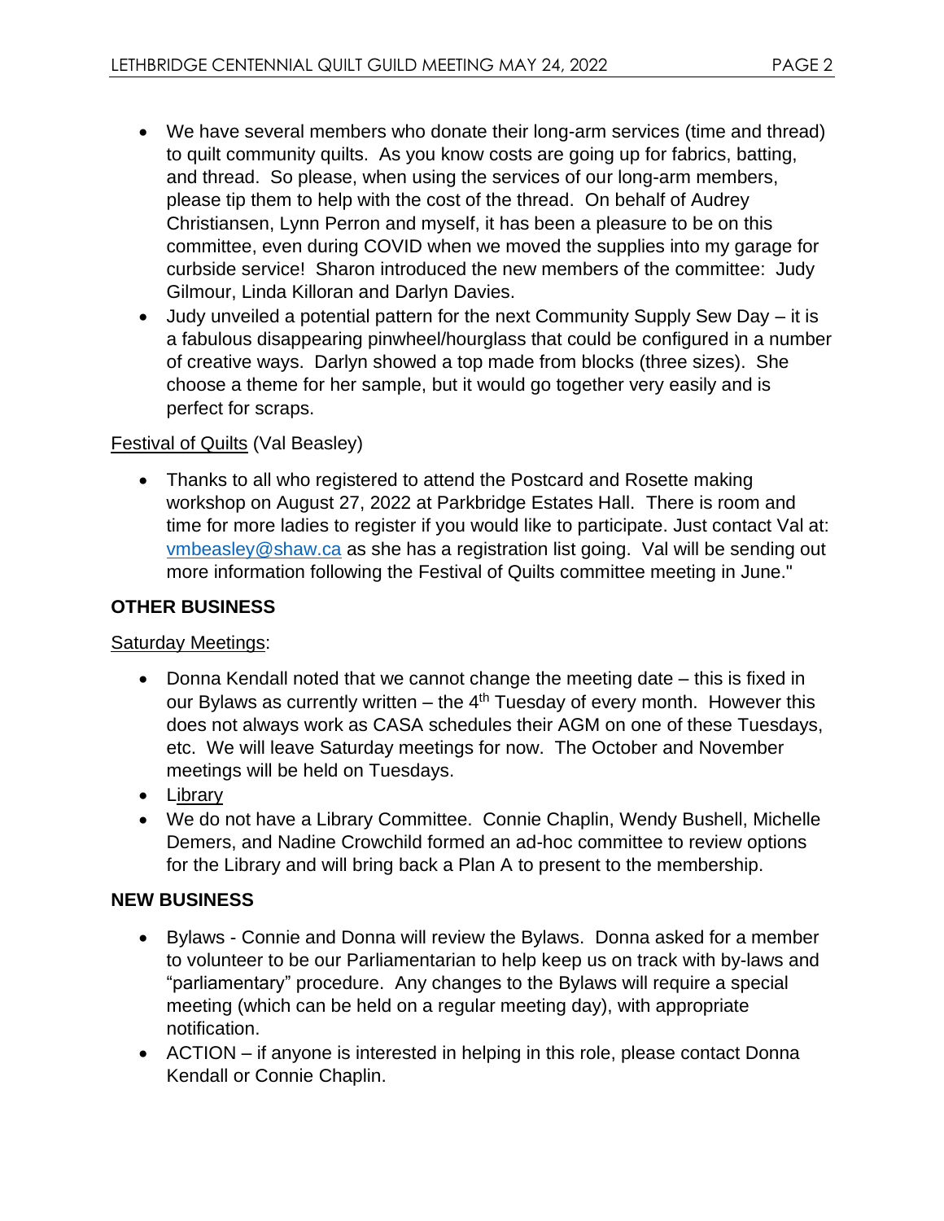- We have several members who donate their long-arm services (time and thread) to quilt community quilts. As you know costs are going up for fabrics, batting, and thread. So please, when using the services of our long-arm members, please tip them to help with the cost of the thread. On behalf of Audrey Christiansen, Lynn Perron and myself, it has been a pleasure to be on this committee, even during COVID when we moved the supplies into my garage for curbside service! Sharon introduced the new members of the committee: Judy Gilmour, Linda Killoran and Darlyn Davies.
- Judy unveiled a potential pattern for the next Community Supply Sew Day – it is a fabulous disappearing pinwheel/hourglass that could be configured in a number of creative ways. Darlyn showed a top made from blocks (three sizes). She choose a theme for her sample, but it would go together very easily and is perfect for scraps.

Festival of Quilts (Val Beasley)

- Thanks to all who registered to attend the Postcard and Rosette making workshop on August 27, 2022 at Parkbridge Estates Hall. There is room and time for more ladies to register if you would like to participate. Just contact Val at: vmbeasley@shaw.ca as she has a registration list going. Val will be sending out more information following the Festival of Quilts committee meeting in June."

**OTHER BUSINESS**

Saturday Meetings:

- Donna Kendall noted that we cannot change the meeting date – this is fixed in our Bylaws as currently written – the 4th Tuesday of every month. However this does not always work as CASA schedules their AGM on one of these Tuesdays, etc. We will leave Saturday meetings for now. The October and November meetings will be held on Tuesdays.
- Library
- We do not have a Library Committee. Connie Chaplin, Wendy Bushell, Michelle Demers, and Nadine Crowchild formed an ad-hoc committee to review options for the Library and will bring back a Plan A to present to the membership.

**NEW BUSINESS**

- Bylaws - Connie and Donna will review the Bylaws. Donna asked for a member to volunteer to be our Parliamentarian to help keep us on track with by-laws and "parliamentary" procedure. Any changes to the Bylaws will require a special meeting (which can be held on a regular meeting day), with appropriate notification.
- ACTION – if anyone is interested in helping in this role, please contact Donna Kendall or Connie Chaplin.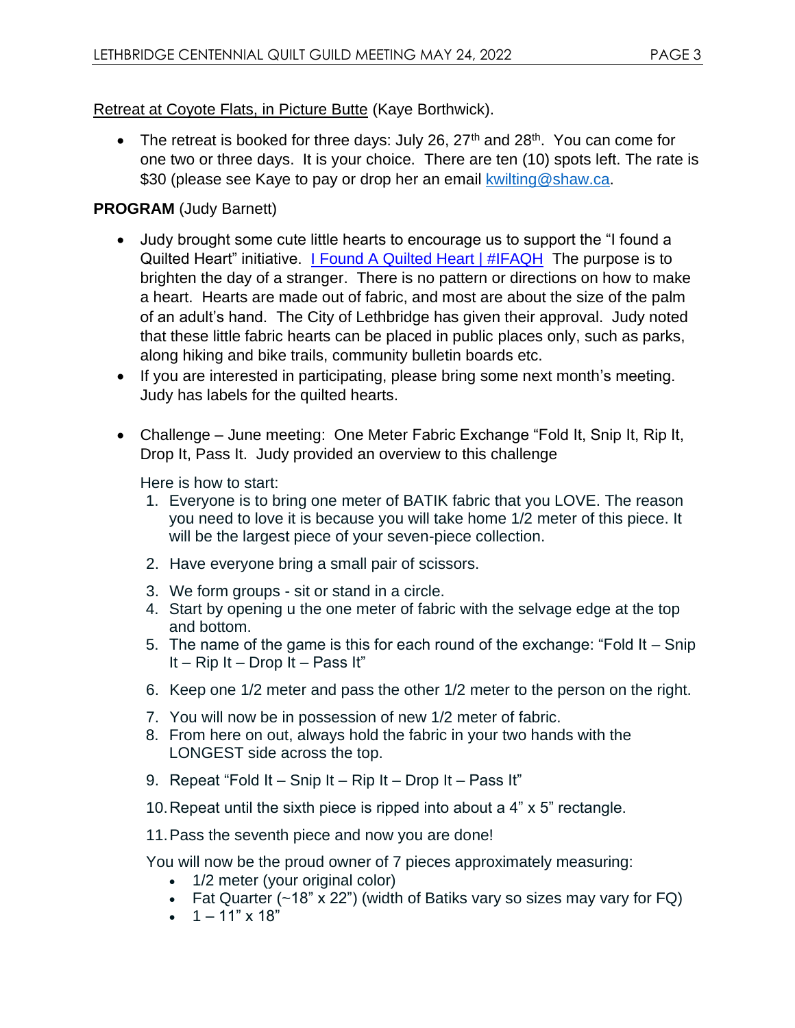Retreat at Coyote Flats, in Picture Butte (Kaye Borthwick).

- The retreat is booked for three days: July 26, 27th and 28th. You can come for one two or three days. It is your choice. There are ten (10) spots left. The rate is $30 (please see Kaye to pay or drop her an email kwilting@shaw.ca.

**PROGRAM** (Judy Barnett)

- Judy brought some cute little hearts to encourage us to support the "I found a Quilted Heart" initiative. I Found A Quilted Heart | #IFAQH The purpose is to brighten the day of a stranger. There is no pattern or directions on how to make a heart. Hearts are made out of fabric, and most are about the size of the palm of an adult's hand. The City of Lethbridge has given their approval. Judy noted that these little fabric hearts can be placed in public places only, such as parks, along hiking and bike trails, community bulletin boards etc.
- If you are interested in participating, please bring some next month's meeting. Judy has labels for the quilted hearts.

- Challenge – June meeting: One Meter Fabric Exchange "Fold It, Snip It, Rip It, Drop It, Pass It. Judy provided an overview to this challenge

  Here is how to start:

  1. Everyone is to bring one meter of BATIK fabric that you LOVE. The reason you need to love it is because you will take home 1/2 meter of this piece. It will be the largest piece of your seven-piece collection.
  2. Have everyone bring a small pair of scissors.
  3. We form groups - sit or stand in a circle.
  4. Start by opening u the one meter of fabric with the selvage edge at the top and bottom.
  5. The name of the game is this for each round of the exchange: "Fold It – Snip It – Rip It – Drop It – Pass It"
  6. Keep one 1/2 meter and pass the other 1/2 meter to the person on the right.
  7. You will now be in possession of new 1/2 meter of fabric.
  8. From here on out, always hold the fabric in your two hands with the LONGEST side across the top.
  9. Repeat "Fold It – Snip It – Rip It – Drop It – Pass It"
  10. Repeat until the sixth piece is ripped into about a 4" x 5" rectangle.
  11. Pass the seventh piece and now you are done!

  You will now be the proud owner of 7 pieces approximately measuring:

  - 1/2 meter (your original color)
  - Fat Quarter (~18" x 22") (width of Batiks vary so sizes may vary for FQ)
  - 1 – 11" x 18"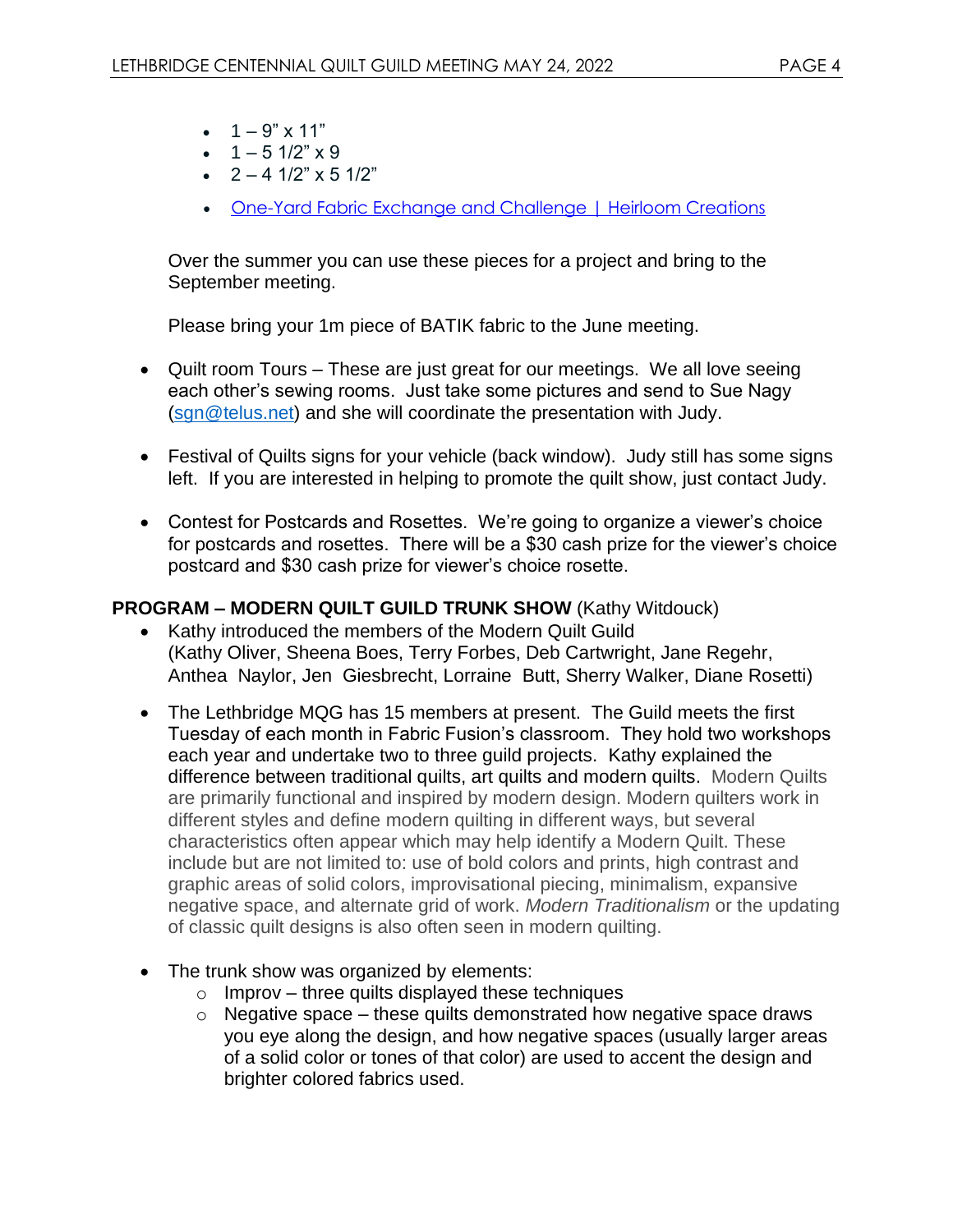- 1 – 9" x 11"
- 1 – 5 1/2" x 9
- 2 – 4 1/2" x 5 1/2"
- One-Yard Fabric Exchange and Challenge | Heirloom Creations

Over the summer you can use these pieces for a project and bring to the September meeting.

Please bring your 1m piece of BATIK fabric to the June meeting.

- Quilt room Tours – These are just great for our meetings. We all love seeing each other's sewing rooms. Just take some pictures and send to Sue Nagy (sgn@telus.net) and she will coordinate the presentation with Judy.

- Festival of Quilts signs for your vehicle (back window). Judy still has some signs left. If you are interested in helping to promote the quilt show, just contact Judy.

- Contest for Postcards and Rosettes. We're going to organize a viewer's choice for postcards and rosettes. There will be a $30 cash prize for the viewer's choice postcard and $30 cash prize for viewer's choice rosette.

**PROGRAM – MODERN QUILT GUILD TRUNK SHOW** (Kathy Witdouck)

- Kathy introduced the members of the Modern Quilt Guild (Kathy Oliver, Sheena Boes, Terry Forbes, Deb Cartwright, Jane Regehr, Anthea Naylor, Jen Giesbrecht, Lorraine Butt, Sherry Walker, Diane Rosetti)

- The Lethbridge MQG has 15 members at present. The Guild meets the first Tuesday of each month in Fabric Fusion's classroom. They hold two workshops each year and undertake two to three guild projects. Kathy explained the difference between traditional quilts, art quilts and modern quilts. Modern Quilts are primarily functional and inspired by modern design. Modern quilters work in different styles and define modern quilting in different ways, but several characteristics often appear which may help identify a Modern Quilt. These include but are not limited to: use of bold colors and prints, high contrast and graphic areas of solid colors, improvisational piecing, minimalism, expansive negative space, and alternate grid of work. *Modern Traditionalism* or the updating of classic quilt designs is also often seen in modern quilting.

- The trunk show was organized by elements:
  - Improv – three quilts displayed these techniques
  - Negative space – these quilts demonstrated how negative space draws you eye along the design, and how negative spaces (usually larger areas of a solid color or tones of that color) are used to accent the design and brighter colored fabrics used.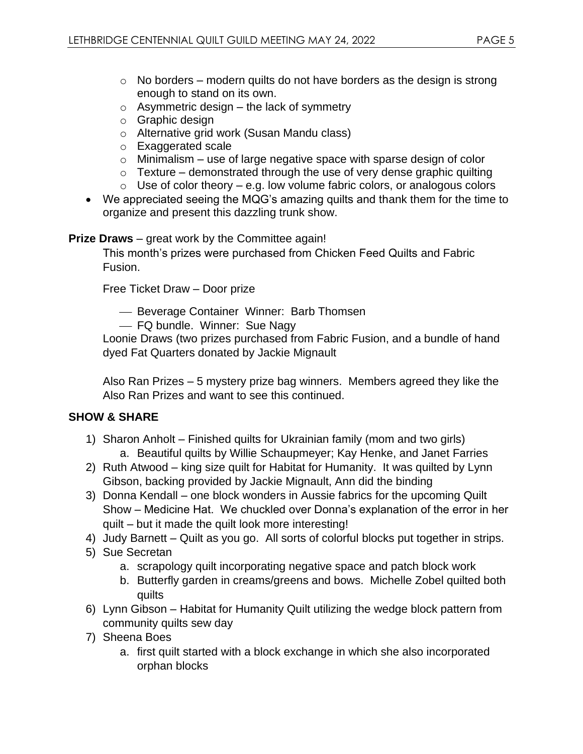- No borders – modern quilts do not have borders as the design is strong enough to stand on its own.
  - Asymmetric design – the lack of symmetry
  - Graphic design
  - Alternative grid work (Susan Mandu class)
  - Exaggerated scale
  - Minimalism – use of large negative space with sparse design of color
  - Texture – demonstrated through the use of very dense graphic quilting
  - Use of color theory – e.g. low volume fabric colors, or analogous colors
- We appreciated seeing the MQG's amazing quilts and thank them for the time to organize and present this dazzling trunk show.

**Prize Draws** – great work by the Committee again!

This month's prizes were purchased from Chicken Feed Quilts and Fabric Fusion.

Free Ticket Draw – Door prize

- Beverage Container Winner: Barb Thomsen
- FQ bundle. Winner: Sue Nagy

Loonie Draws (two prizes purchased from Fabric Fusion, and a bundle of hand dyed Fat Quarters donated by Jackie Mignault

Also Ran Prizes – 5 mystery prize bag winners. Members agreed they like the Also Ran Prizes and want to see this continued.

**SHOW & SHARE**

1) Sharon Anholt – Finished quilts for Ukrainian family (mom and two girls)
   a. Beautiful quilts by Willie Schaupmeyer; Kay Henke, and Janet Farries
2) Ruth Atwood – king size quilt for Habitat for Humanity. It was quilted by Lynn Gibson, backing provided by Jackie Mignault, Ann did the binding
3) Donna Kendall – one block wonders in Aussie fabrics for the upcoming Quilt Show – Medicine Hat. We chuckled over Donna's explanation of the error in her quilt – but it made the quilt look more interesting!
4) Judy Barnett – Quilt as you go. All sorts of colorful blocks put together in strips.
5) Sue Secretan
   a. scrapology quilt incorporating negative space and patch block work
   b. Butterfly garden in creams/greens and bows. Michelle Zobel quilted both quilts
6) Lynn Gibson – Habitat for Humanity Quilt utilizing the wedge block pattern from community quilts sew day
7) Sheena Boes
   a. first quilt started with a block exchange in which she also incorporated orphan blocks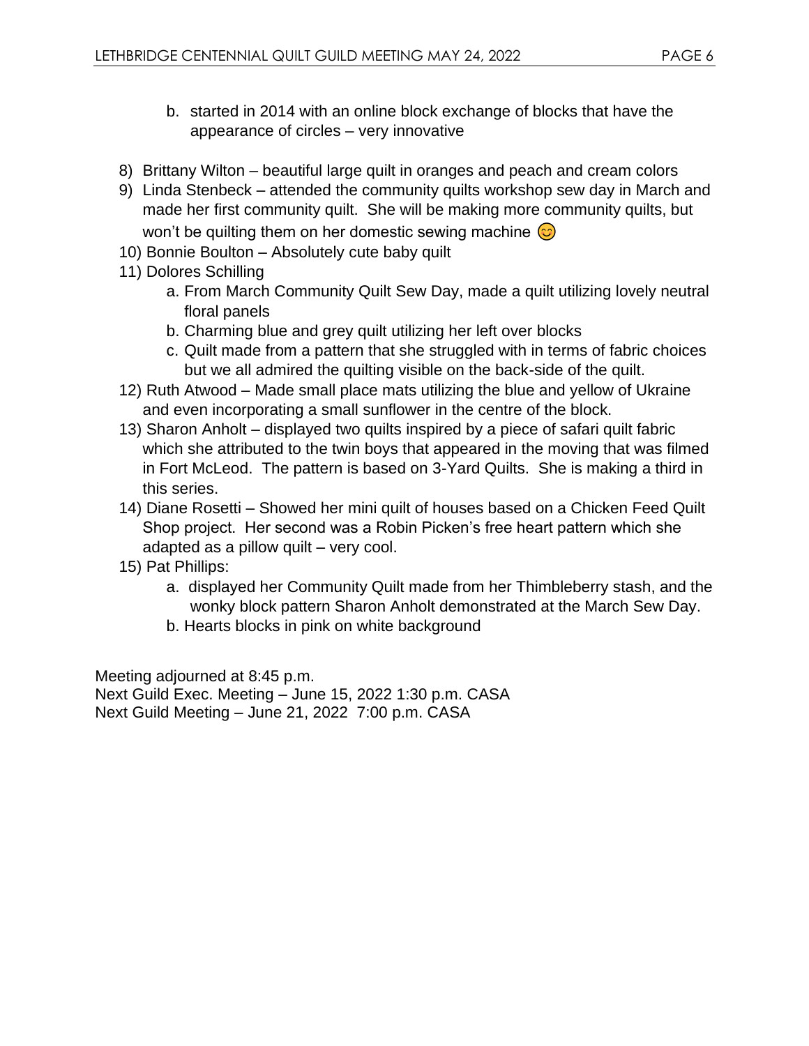b. started in 2014 with an online block exchange of blocks that have the appearance of circles – very innovative

8) Brittany Wilton – beautiful large quilt in oranges and peach and cream colors
9) Linda Stenbeck – attended the community quilts workshop sew day in March and made her first community quilt. She will be making more community quilts, but won't be quilting them on her domestic sewing machine 😊
10) Bonnie Boulton – Absolutely cute baby quilt
11) Dolores Schilling
    a. From March Community Quilt Sew Day, made a quilt utilizing lovely neutral floral panels
    b. Charming blue and grey quilt utilizing her left over blocks
    c. Quilt made from a pattern that she struggled with in terms of fabric choices but we all admired the quilting visible on the back-side of the quilt.
12) Ruth Atwood – Made small place mats utilizing the blue and yellow of Ukraine and even incorporating a small sunflower in the centre of the block.
13) Sharon Anholt – displayed two quilts inspired by a piece of safari quilt fabric which she attributed to the twin boys that appeared in the moving that was filmed in Fort McLeod. The pattern is based on 3-Yard Quilts. She is making a third in this series.
14) Diane Rosetti – Showed her mini quilt of houses based on a Chicken Feed Quilt Shop project. Her second was a Robin Picken's free heart pattern which she adapted as a pillow quilt – very cool.
15) Pat Phillips:
    a. displayed her Community Quilt made from her Thimbleberry stash, and the wonky block pattern Sharon Anholt demonstrated at the March Sew Day.
    b. Hearts blocks in pink on white background

Meeting adjourned at 8:45 p.m.
Next Guild Exec. Meeting – June 15, 2022 1:30 p.m. CASA
Next Guild Meeting – June 21, 2022 7:00 p.m. CASA